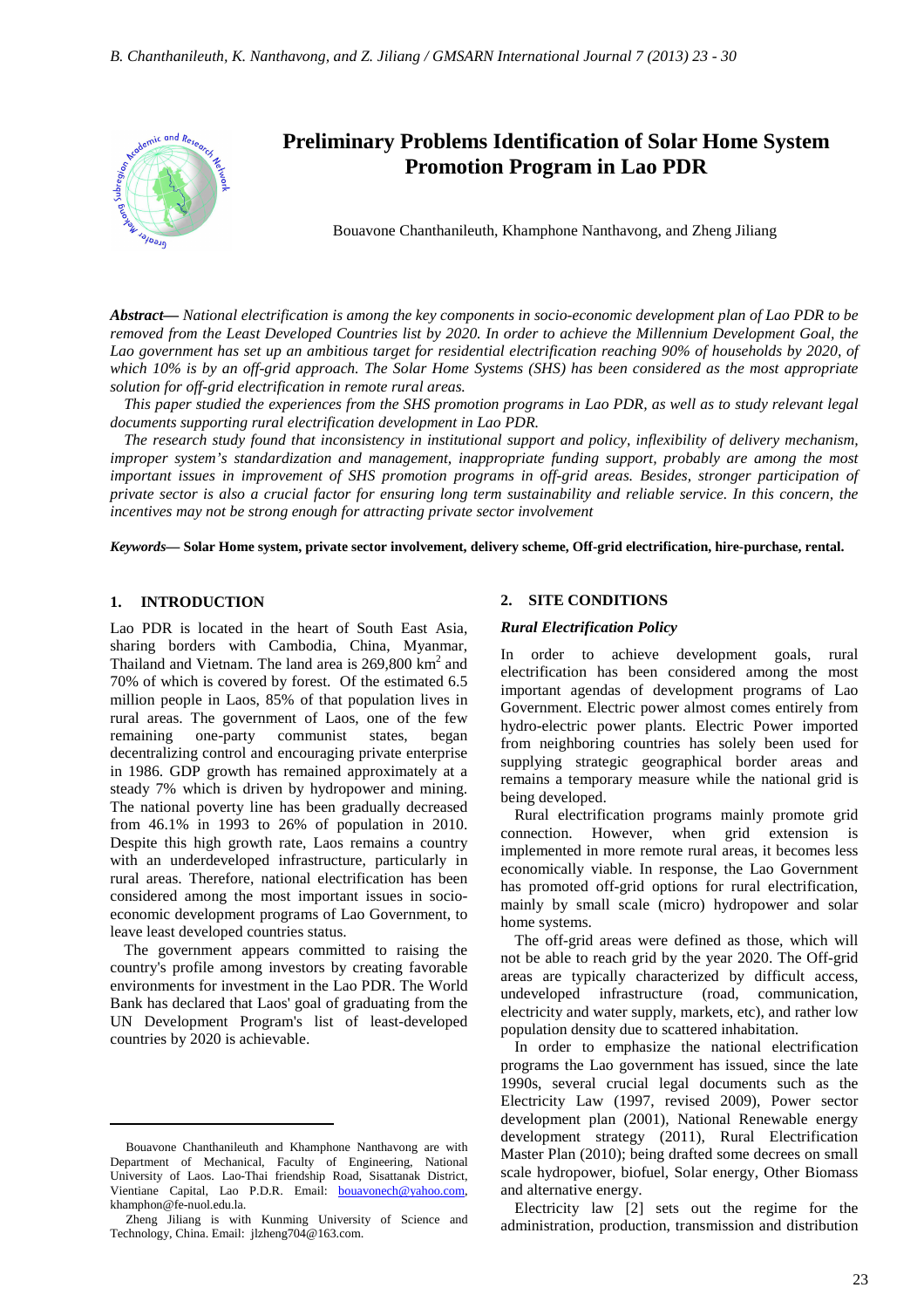# Preliminary Problems Identification of Solar Home System Promotion Program in Lao PDR

Bouavone Chanthanileuth, Khamphone Nanthavong, and Zheng Jiliang

***Abstract***— *National electrification is among the key components in socio-economic development plan of Lao PDR to be removed from the Least Developed Countries list by 2020. In order to achieve the Millennium Development Goal, the Lao government has set up an ambitious target for residential electrification reaching 90% of households by 2020, of which 10% is by an off-grid approach. The Solar Home Systems (SHS) has been considered as the most appropriate solution for off-grid electrification in remote rural areas.*

*This paper studied the experiences from the SHS promotion programs in Lao PDR, as well as to study relevant legal documents supporting rural electrification development in Lao PDR.*

*The research study found that inconsistency in institutional support and policy, inflexibility of delivery mechanism, improper system's standardization and management, inappropriate funding support, probably are among the most important issues in improvement of SHS promotion programs in off-grid areas. Besides, stronger participation of private sector is also a crucial factor for ensuring long term sustainability and reliable service. In this concern, the incentives may not be strong enough for attracting private sector involvement*

***Keywords***— **Solar Home system, private sector involvement, delivery scheme, Off-grid electrification, hire-purchase, rental.**

## 1. INTRODUCTION

Lao PDR is located in the heart of South East Asia, sharing borders with Cambodia, China, Myanmar, Thailand and Vietnam. The land area is 269,800 km$^2$ and 70% of which is covered by forest. Of the estimated 6.5 million people in Laos, 85% of that population lives in rural areas. The government of Laos, one of the few remaining one-party communist states, began decentralizing control and encouraging private enterprise in 1986. GDP growth has remained approximately at a steady 7% which is driven by hydropower and mining. The national poverty line has been gradually decreased from 46.1% in 1993 to 26% of population in 2010. Despite this high growth rate, Laos remains a country with an underdeveloped infrastructure, particularly in rural areas. Therefore, national electrification has been considered among the most important issues in socio-economic development programs of Lao Government, to leave least developed countries status.

The government appears committed to raising the country's profile among investors by creating favorable environments for investment in the Lao PDR. The World Bank has declared that Laos' goal of graduating from the UN Development Program's list of least-developed countries by 2020 is achievable.

Bouavone Chanthanileuth and Khamphone Nanthavong are with Department of Mechanical, Faculty of Engineering, National University of Laos. Lao-Thai friendship Road, Sisattanak District, Vientiane Capital, Lao P.D.R. Email: bouavonech@yahoo.com, khamphon@fe-nuol.edu.la.

Zheng Jiliang is with Kunming University of Science and Technology, China. Email: jlzheng704@163.com.

## 2. SITE CONDITIONS

### *Rural Electrification Policy*

In order to achieve development goals, rural electrification has been considered among the most important agendas of development programs of Lao Government. Electric power almost comes entirely from hydro-electric power plants. Electric Power imported from neighboring countries has solely been used for supplying strategic geographical border areas and remains a temporary measure while the national grid is being developed.

Rural electrification programs mainly promote grid connection. However, when grid extension is implemented in more remote rural areas, it becomes less economically viable. In response, the Lao Government has promoted off-grid options for rural electrification, mainly by small scale (micro) hydropower and solar home systems.

The off-grid areas were defined as those, which will not be able to reach grid by the year 2020. The Off-grid areas are typically characterized by difficult access, undeveloped infrastructure (road, communication, electricity and water supply, markets, etc), and rather low population density due to scattered inhabitation.

In order to emphasize the national electrification programs the Lao government has issued, since the late 1990s, several crucial legal documents such as the Electricity Law (1997, revised 2009), Power sector development plan (2001), National Renewable energy development strategy (2011), Rural Electrification Master Plan (2010); being drafted some decrees on small scale hydropower, biofuel, Solar energy, Other Biomass and alternative energy.

Electricity law [2] sets out the regime for the administration, production, transmission and distribution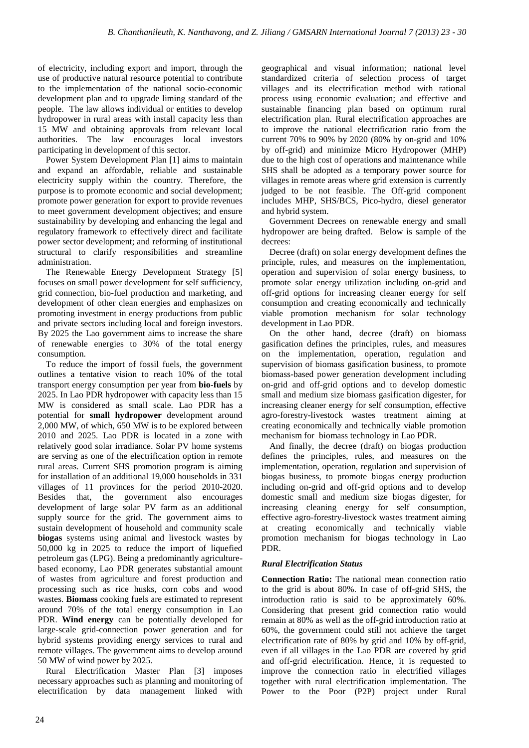of electricity, including export and import, through the use of productive natural resource potential to contribute to the implementation of the national socio-economic development plan and to upgrade liming standard of the people. The law allows individual or entities to develop hydropower in rural areas with install capacity less than 15 MW and obtaining approvals from relevant local authorities. The law encourages local investors participating in development of this sector.

Power System Development Plan [1] aims to maintain and expand an affordable, reliable and sustainable electricity supply within the country. Therefore, the purpose is to promote economic and social development; promote power generation for export to provide revenues to meet government development objectives; and ensure sustainability by developing and enhancing the legal and regulatory framework to effectively direct and facilitate power sector development; and reforming of institutional structural to clarify responsibilities and streamline administration.

The Renewable Energy Development Strategy [5] focuses on small power development for self sufficiency, grid connection, bio-fuel production and marketing, and development of other clean energies and emphasizes on promoting investment in energy productions from public and private sectors including local and foreign investors. By 2025 the Lao government aims to increase the share of renewable energies to 30% of the total energy consumption.

To reduce the import of fossil fuels, the government outlines a tentative vision to reach 10% of the total transport energy consumption per year from **bio-fuels** by 2025. In Lao PDR hydropower with capacity less than 15 MW is considered as small scale. Lao PDR has a potential for **small hydropower** development around 2,000 MW, of which, 650 MW is to be explored between 2010 and 2025. Lao PDR is located in a zone with relatively good solar irradiance. Solar PV home systems are serving as one of the electrification option in remote rural areas. Current SHS promotion program is aiming for installation of an additional 19,000 households in 331 villages of 11 provinces for the period 2010-2020. Besides that, the government also encourages development of large solar PV farm as an additional supply source for the grid. The government aims to sustain development of household and community scale **biogas** systems using animal and livestock wastes by 50,000 kg in 2025 to reduce the import of liquefied petroleum gas (LPG). Being a predominantly agriculture-based economy, Lao PDR generates substantial amount of wastes from agriculture and forest production and processing such as rice husks, corn cobs and wood wastes. **Biomass** cooking fuels are estimated to represent around 70% of the total energy consumption in Lao PDR. **Wind energy** can be potentially developed for large-scale grid-connection power generation and for hybrid systems providing energy services to rural and remote villages. The government aims to develop around 50 MW of wind power by 2025.

Rural Electrification Master Plan [3] imposes necessary approaches such as planning and monitoring of electrification by data management linked with geographical and visual information; national level standardized criteria of selection process of target villages and its electrification method with rational process using economic evaluation; and effective and sustainable financing plan based on optimum rural electrification plan. Rural electrification approaches are to improve the national electrification ratio from the current 70% to 90% by 2020 (80% by on-grid and 10% by off-grid) and minimize Micro Hydropower (MHP) due to the high cost of operations and maintenance while SHS shall be adopted as a temporary power source for villages in remote areas where grid extension is currently judged to be not feasible. The Off-grid component includes MHP, SHS/BCS, Pico-hydro, diesel generator and hybrid system.

Government Decrees on renewable energy and small hydropower are being drafted. Below is sample of the decrees:

Decree (draft) on solar energy development defines the principle, rules, and measures on the implementation, operation and supervision of solar energy business, to promote solar energy utilization including on-grid and off-grid options for increasing cleaner energy for self consumption and creating economically and technically viable promotion mechanism for solar technology development in Lao PDR.

On the other hand, decree (draft) on biomass gasification defines the principles, rules, and measures on the implementation, operation, regulation and supervision of biomass gasification business, to promote biomass-based power generation development including on-grid and off-grid options and to develop domestic small and medium size biomass gasification digester, for increasing cleaner energy for self consumption, effective agro-forestry-livestock wastes treatment aiming at creating economically and technically viable promotion mechanism for biomass technology in Lao PDR.

And finally, the decree (draft) on biogas production defines the principles, rules, and measures on the implementation, operation, regulation and supervision of biogas business, to promote biogas energy production including on-grid and off-grid options and to develop domestic small and medium size biogas digester, for increasing cleaning energy for self consumption, effective agro-forestry-livestock wastes treatment aiming at creating economically and technically viable promotion mechanism for biogas technology in Lao PDR.

### *Rural Electrification Status*

**Connection Ratio:** The national mean connection ratio to the grid is about 80%. In case of off-grid SHS, the introduction ratio is said to be approximately 60%. Considering that present grid connection ratio would remain at 80% as well as the off-grid introduction ratio at 60%, the government could still not achieve the target electrification rate of 80% by grid and 10% by off-grid, even if all villages in the Lao PDR are covered by grid and off-grid electrification. Hence, it is requested to improve the connection ratio in electrified villages together with rural electrification implementation. The Power to the Poor (P2P) project under Rural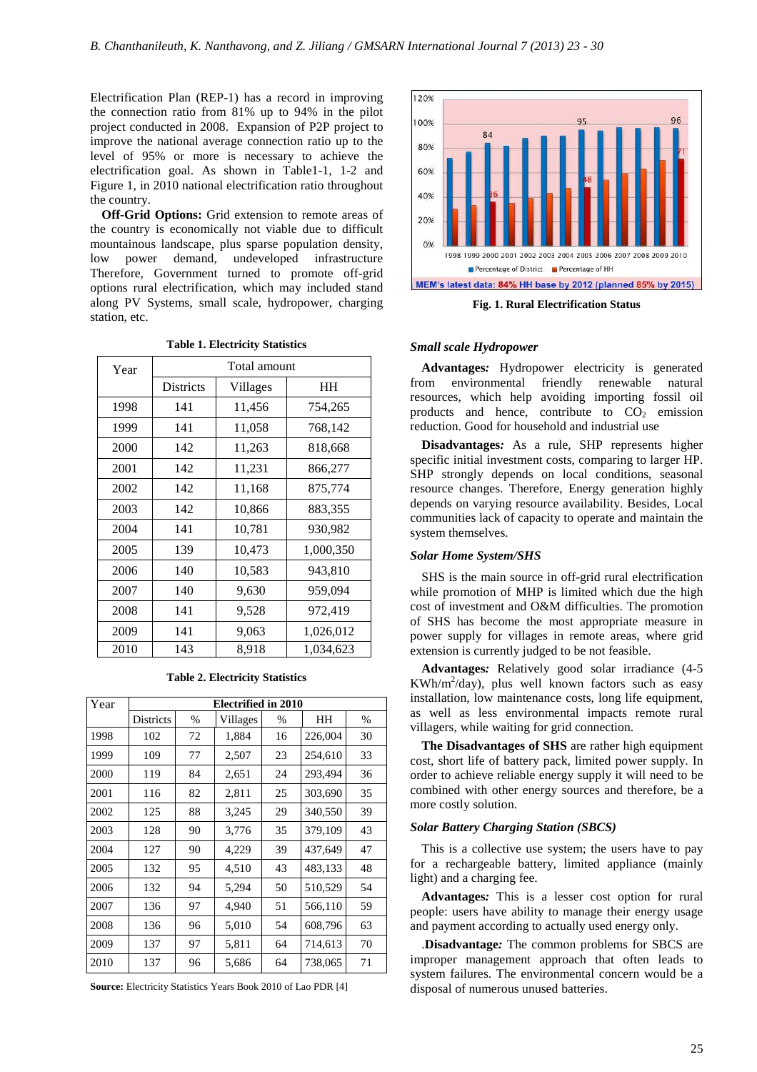Electrification Plan (REP-1) has a record in improving the connection ratio from 81% up to 94% in the pilot project conducted in 2008. Expansion of P2P project to improve the national average connection ratio up to the level of 95% or more is necessary to achieve the electrification goal. As shown in Table1-1, 1-2 and Figure 1, in 2010 national electrification ratio throughout the country.

**Off-Grid Options:** Grid extension to remote areas of the country is economically not viable due to difficult mountainous landscape, plus sparse population density, low power demand, undeveloped infrastructure Therefore, Government turned to promote off-grid options rural electrification, which may included stand along PV Systems, small scale, hydropower, charging station, etc.

**Table 1. Electricity Statistics**

| Year | Total amount | | |
|---|---|---|---|
| | Districts | Villages | HH |
| 1998 | 141 | 11,456 | 754,265 |
| 1999 | 141 | 11,058 | 768,142 |
| 2000 | 142 | 11,263 | 818,668 |
| 2001 | 142 | 11,231 | 866,277 |
| 2002 | 142 | 11,168 | 875,774 |
| 2003 | 142 | 10,866 | 883,355 |
| 2004 | 141 | 10,781 | 930,982 |
| 2005 | 139 | 10,473 | 1,000,350 |
| 2006 | 140 | 10,583 | 943,810 |
| 2007 | 140 | 9,630 | 959,094 |
| 2008 | 141 | 9,528 | 972,419 |
| 2009 | 141 | 9,063 | 1,026,012 |
| 2010 | 143 | 8,918 | 1,034,623 |

**Table 2. Electricity Statistics**

| Year | Electrified in 2010 | | | | | |
|---|---|---|---|---|---|---|
| | Districts | % | Villages | % | HH | % |
| 1998 | 102 | 72 | 1,884 | 16 | 226,004 | 30 |
| 1999 | 109 | 77 | 2,507 | 23 | 254,610 | 33 |
| 2000 | 119 | 84 | 2,651 | 24 | 293,494 | 36 |
| 2001 | 116 | 82 | 2,811 | 25 | 303,690 | 35 |
| 2002 | 125 | 88 | 3,245 | 29 | 340,550 | 39 |
| 2003 | 128 | 90 | 3,776 | 35 | 379,109 | 43 |
| 2004 | 127 | 90 | 4,229 | 39 | 437,649 | 47 |
| 2005 | 132 | 95 | 4,510 | 43 | 483,133 | 48 |
| 2006 | 132 | 94 | 5,294 | 50 | 510,529 | 54 |
| 2007 | 136 | 97 | 4,940 | 51 | 566,110 | 59 |
| 2008 | 136 | 96 | 5,010 | 54 | 608,796 | 63 |
| 2009 | 137 | 97 | 5,811 | 64 | 714,613 | 70 |
| 2010 | 137 | 96 | 5,686 | 64 | 738,065 | 71 |

**Source:** Electricity Statistics Years Book 2010 of Lao PDR [4]

**Fig. 1. Rural Electrification Status**

### *Small scale Hydropower*

**Advantages*:*** Hydropower electricity is generated from environmental friendly renewable natural resources, which help avoiding importing fossil oil products and hence, contribute to $CO_2$ emission reduction. Good for household and industrial use

**Disadvantages*:*** As a rule, SHP represents higher specific initial investment costs, comparing to larger HP. SHP strongly depends on local conditions, seasonal resource changes. Therefore, Energy generation highly depends on varying resource availability. Besides, Local communities lack of capacity to operate and maintain the system themselves.

### *Solar Home System/SHS*

SHS is the main source in off-grid rural electrification while promotion of MHP is limited which due the high cost of investment and O&M difficulties. The promotion of SHS has become the most appropriate measure in power supply for villages in remote areas, where grid extension is currently judged to be not feasible.

**Advantages*:*** Relatively good solar irradiance (4-5 $KWh/m^2$/day), plus well known factors such as easy installation, low maintenance costs, long life equipment, as well as less environmental impacts remote rural villagers, while waiting for grid connection.

**The Disadvantages of SHS** are rather high equipment cost, short life of battery pack, limited power supply. In order to achieve reliable energy supply it will need to be combined with other energy sources and therefore, be a more costly solution.

### *Solar Battery Charging Station (SBCS)*

This is a collective use system; the users have to pay for a rechargeable battery, limited appliance (mainly light) and a charging fee.

**Advantages*:*** This is a lesser cost option for rural people: users have ability to manage their energy usage and payment according to actually used energy only.

.**Disadvantage*:*** The common problems for SBCS are improper management approach that often leads to system failures. The environmental concern would be a disposal of numerous unused batteries.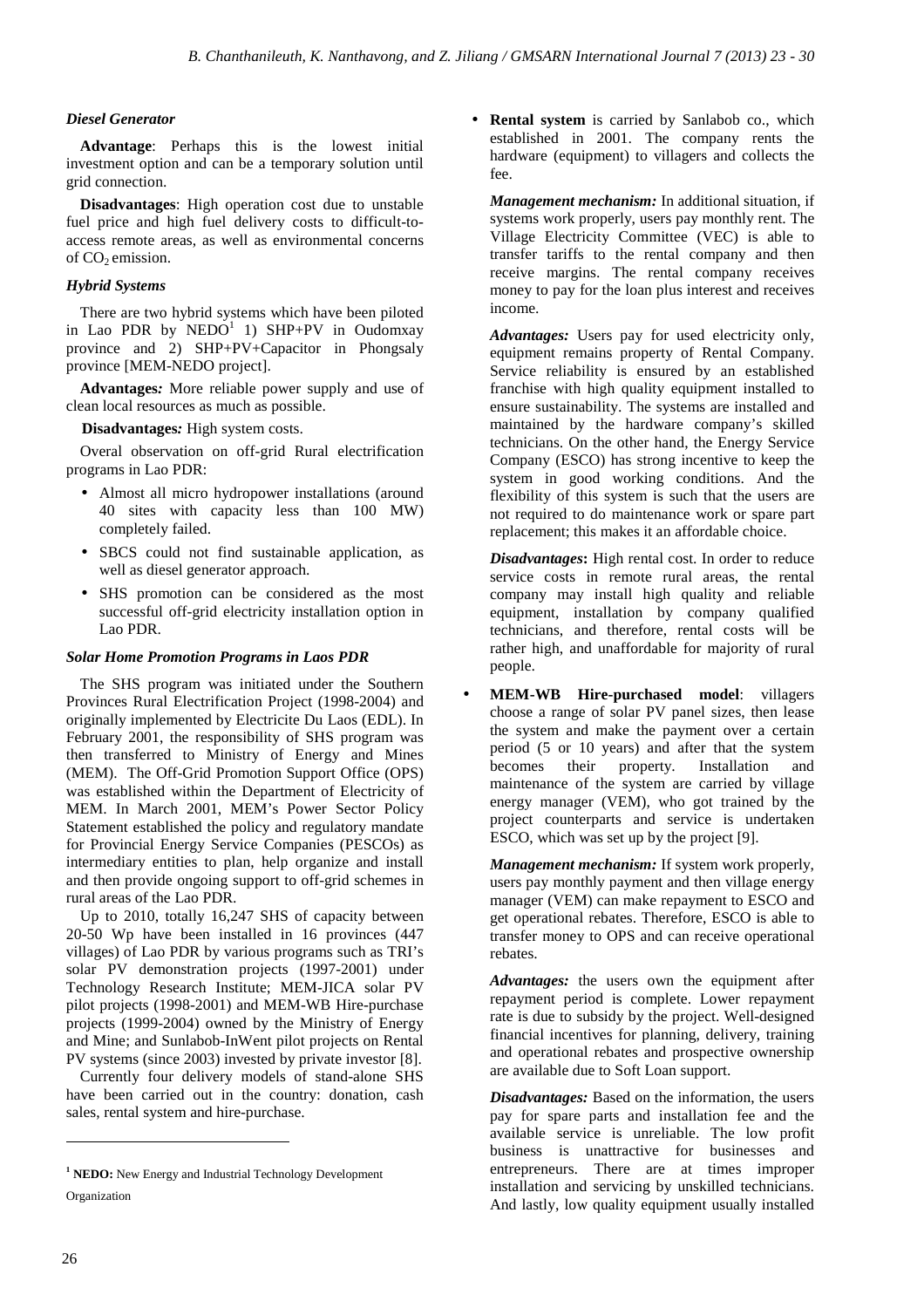### *Diesel Generator*

**Advantage**: Perhaps this is the lowest initial investment option and can be a temporary solution until grid connection.

**Disadvantages**: High operation cost due to unstable fuel price and high fuel delivery costs to difficult-to-access remote areas, as well as environmental concerns of $CO_2$ emission.

### *Hybrid Systems*

There are two hybrid systems which have been piloted in Lao PDR by NEDO[1] 1) SHP+PV in Oudomxay province and 2) SHP+PV+Capacitor in Phongsaly province [MEM-NEDO project].

**Advantages***:* More reliable power supply and use of clean local resources as much as possible.

**Disadvantages***:* High system costs.

Overal observation on off-grid Rural electrification programs in Lao PDR:

- Almost all micro hydropower installations (around 40 sites with capacity less than 100 MW) completely failed.
- SBCS could not find sustainable application, as well as diesel generator approach.
- SHS promotion can be considered as the most successful off-grid electricity installation option in Lao PDR.

### *Solar Home Promotion Programs in Laos PDR*

The SHS program was initiated under the Southern Provinces Rural Electrification Project (1998-2004) and originally implemented by Electricite Du Laos (EDL). In February 2001, the responsibility of SHS program was then transferred to Ministry of Energy and Mines (MEM). The Off-Grid Promotion Support Office (OPS) was established within the Department of Electricity of MEM. In March 2001, MEM's Power Sector Policy Statement established the policy and regulatory mandate for Provincial Energy Service Companies (PESCOs) as intermediary entities to plan, help organize and install and then provide ongoing support to off-grid schemes in rural areas of the Lao PDR.

Up to 2010, totally 16,247 SHS of capacity between 20-50 Wp have been installed in 16 provinces (447 villages) of Lao PDR by various programs such as TRI's solar PV demonstration projects (1997-2001) under Technology Research Institute; MEM-JICA solar PV pilot projects (1998-2001) and MEM-WB Hire-purchase projects (1999-2004) owned by the Ministry of Energy and Mine; and Sunlabob-InWent pilot projects on Rental PV systems (since 2003) invested by private investor [8].

Currently four delivery models of stand-alone SHS have been carried out in the country: donation, cash sales, rental system and hire-purchase.

- **Rental system** is carried by Sanlabob co., which established in 2001. The company rents the hardware (equipment) to villagers and collects the fee.

  ***Management mechanism:*** In additional situation, if systems work properly, users pay monthly rent. The Village Electricity Committee (VEC) is able to transfer tariffs to the rental company and then receive margins. The rental company receives money to pay for the loan plus interest and receives income.

  ***Advantages:*** Users pay for used electricity only, equipment remains property of Rental Company. Service reliability is ensured by an established franchise with high quality equipment installed to ensure sustainability. The systems are installed and maintained by the hardware company's skilled technicians. On the other hand, the Energy Service Company (ESCO) has strong incentive to keep the system in good working conditions. And the flexibility of this system is such that the users are not required to do maintenance work or spare part replacement; this makes it an affordable choice.

  ***Disadvantages*****:** High rental cost. In order to reduce service costs in remote rural areas, the rental company may install high quality and reliable equipment, installation by company qualified technicians, and therefore, rental costs will be rather high, and unaffordable for majority of rural people.

- **MEM-WB Hire-purchased model**: villagers choose a range of solar PV panel sizes, then lease the system and make the payment over a certain period (5 or 10 years) and after that the system becomes their property. Installation and maintenance of the system are carried by village energy manager (VEM), who got trained by the project counterparts and service is undertaken ESCO, which was set up by the project [9].

  ***Management mechanism:*** If system work properly, users pay monthly payment and then village energy manager (VEM) can make repayment to ESCO and get operational rebates. Therefore, ESCO is able to transfer money to OPS and can receive operational rebates.

  ***Advantages:*** the users own the equipment after repayment period is complete. Lower repayment rate is due to subsidy by the project. Well-designed financial incentives for planning, delivery, training and operational rebates and prospective ownership are available due to Soft Loan support.

  ***Disadvantages:*** Based on the information, the users pay for spare parts and installation fee and the available service is unreliable. The low profit business is unattractive for businesses and entrepreneurs. There are at times improper installation and servicing by unskilled technicians. And lastly, low quality equipment usually installed

---

[1] **NEDO:** New Energy and Industrial Technology Development Organization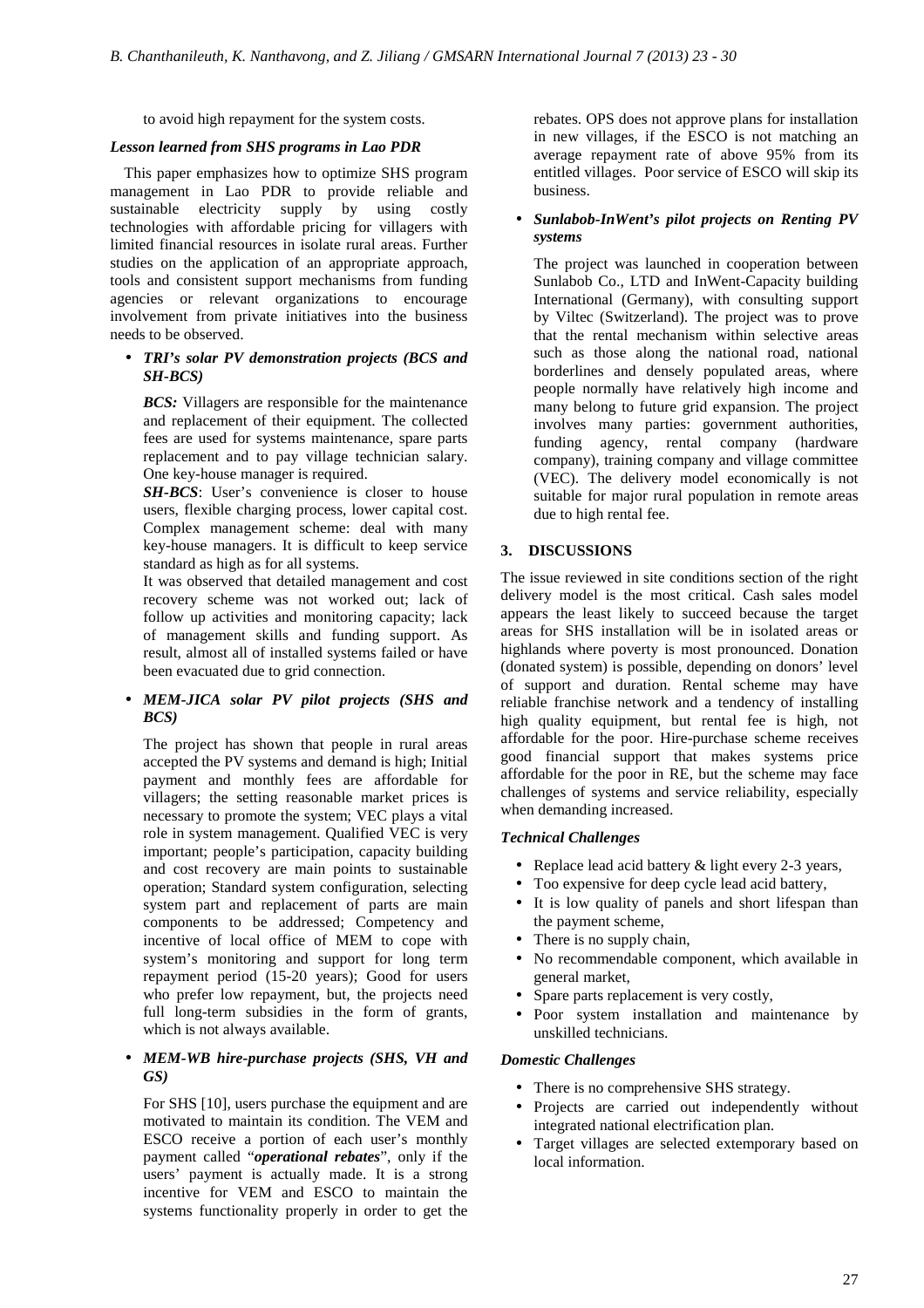to avoid high repayment for the system costs.

### *Lesson learned from SHS programs in Lao PDR*

This paper emphasizes how to optimize SHS program management in Lao PDR to provide reliable and sustainable electricity supply by using costly technologies with affordable pricing for villagers with limited financial resources in isolate rural areas. Further studies on the application of an appropriate approach, tools and consistent support mechanisms from funding agencies or relevant organizations to encourage involvement from private initiatives into the business needs to be observed.

- ***TRI's solar PV demonstration projects (BCS and SH-BCS)***

  ***BCS:*** Villagers are responsible for the maintenance and replacement of their equipment. The collected fees are used for systems maintenance, spare parts replacement and to pay village technician salary. One key-house manager is required.

  ***SH-BCS***: User's convenience is closer to house users, flexible charging process, lower capital cost. Complex management scheme: deal with many key-house managers. It is difficult to keep service standard as high as for all systems.

  It was observed that detailed management and cost recovery scheme was not worked out; lack of follow up activities and monitoring capacity; lack of management skills and funding support. As result, almost all of installed systems failed or have been evacuated due to grid connection.

- ***MEM-JICA solar PV pilot projects (SHS and BCS)***

  The project has shown that people in rural areas accepted the PV systems and demand is high; Initial payment and monthly fees are affordable for villagers; the setting reasonable market prices is necessary to promote the system; VEC plays a vital role in system management. Qualified VEC is very important; people's participation, capacity building and cost recovery are main points to sustainable operation; Standard system configuration, selecting system part and replacement of parts are main components to be addressed; Competency and incentive of local office of MEM to cope with system's monitoring and support for long term repayment period (15-20 years); Good for users who prefer low repayment, but, the projects need full long-term subsidies in the form of grants, which is not always available.

- ***MEM-WB hire-purchase projects (SHS, VH and GS)***

  For SHS [10], users purchase the equipment and are motivated to maintain its condition. The VEM and ESCO receive a portion of each user's monthly payment called "***operational rebates***", only if the users' payment is actually made. It is a strong incentive for VEM and ESCO to maintain the systems functionality properly in order to get the rebates. OPS does not approve plans for installation in new villages, if the ESCO is not matching an average repayment rate of above 95% from its entitled villages. Poor service of ESCO will skip its business.

- ***Sunlabob-InWent's pilot projects on Renting PV systems***

  The project was launched in cooperation between Sunlabob Co., LTD and InWent-Capacity building International (Germany), with consulting support by Viltec (Switzerland). The project was to prove that the rental mechanism within selective areas such as those along the national road, national borderlines and densely populated areas, where people normally have relatively high income and many belong to future grid expansion. The project involves many parties: government authorities, funding agency, rental company (hardware company), training company and village committee (VEC). The delivery model economically is not suitable for major rural population in remote areas due to high rental fee.

## 3. DISCUSSIONS

The issue reviewed in site conditions section of the right delivery model is the most critical. Cash sales model appears the least likely to succeed because the target areas for SHS installation will be in isolated areas or highlands where poverty is most pronounced. Donation (donated system) is possible, depending on donors' level of support and duration. Rental scheme may have reliable franchise network and a tendency of installing high quality equipment, but rental fee is high, not affordable for the poor. Hire-purchase scheme receives good financial support that makes systems price affordable for the poor in RE, but the scheme may face challenges of systems and service reliability, especially when demanding increased.

### *Technical Challenges*

- Replace lead acid battery & light every 2-3 years,
- Too expensive for deep cycle lead acid battery,
- It is low quality of panels and short lifespan than the payment scheme,
- There is no supply chain,
- No recommendable component, which available in general market,
- Spare parts replacement is very costly,
- Poor system installation and maintenance by unskilled technicians.

### *Domestic Challenges*

- There is no comprehensive SHS strategy.
- Projects are carried out independently without integrated national electrification plan.
- Target villages are selected extemporary based on local information.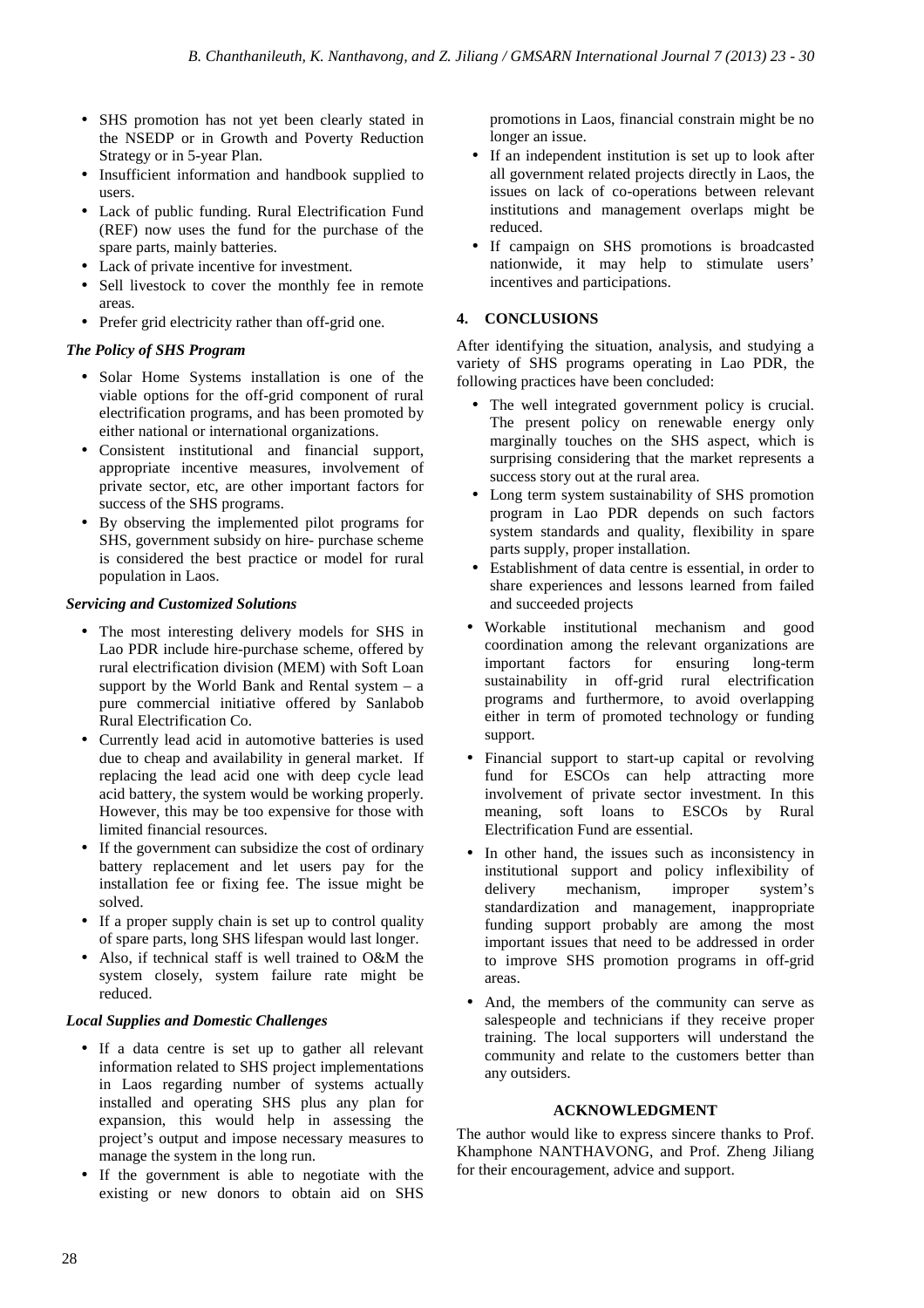- SHS promotion has not yet been clearly stated in the NSEDP or in Growth and Poverty Reduction Strategy or in 5-year Plan.
- Insufficient information and handbook supplied to users.
- Lack of public funding. Rural Electrification Fund (REF) now uses the fund for the purchase of the spare parts, mainly batteries.
- Lack of private incentive for investment.
- Sell livestock to cover the monthly fee in remote areas.
- Prefer grid electricity rather than off-grid one.

***The Policy of SHS Program***

- Solar Home Systems installation is one of the viable options for the off-grid component of rural electrification programs, and has been promoted by either national or international organizations.
- Consistent institutional and financial support, appropriate incentive measures, involvement of private sector, etc, are other important factors for success of the SHS programs.
- By observing the implemented pilot programs for SHS, government subsidy on hire- purchase scheme is considered the best practice or model for rural population in Laos.

***Servicing and Customized Solutions***

- The most interesting delivery models for SHS in Lao PDR include hire-purchase scheme, offered by rural electrification division (MEM) with Soft Loan support by the World Bank and Rental system – a pure commercial initiative offered by Sanlabob Rural Electrification Co.
- Currently lead acid in automotive batteries is used due to cheap and availability in general market. If replacing the lead acid one with deep cycle lead acid battery, the system would be working properly. However, this may be too expensive for those with limited financial resources.
- If the government can subsidize the cost of ordinary battery replacement and let users pay for the installation fee or fixing fee. The issue might be solved.
- If a proper supply chain is set up to control quality of spare parts, long SHS lifespan would last longer.
- Also, if technical staff is well trained to O&M the system closely, system failure rate might be reduced.

***Local Supplies and Domestic Challenges***

- If a data centre is set up to gather all relevant information related to SHS project implementations in Laos regarding number of systems actually installed and operating SHS plus any plan for expansion, this would help in assessing the project's output and impose necessary measures to manage the system in the long run.
- If the government is able to negotiate with the existing or new donors to obtain aid on SHS promotions in Laos, financial constrain might be no longer an issue.
- If an independent institution is set up to look after all government related projects directly in Laos, the issues on lack of co-operations between relevant institutions and management overlaps might be reduced.
- If campaign on SHS promotions is broadcasted nationwide, it may help to stimulate users' incentives and participations.

## 4. CONCLUSIONS

After identifying the situation, analysis, and studying a variety of SHS programs operating in Lao PDR, the following practices have been concluded:

- The well integrated government policy is crucial. The present policy on renewable energy only marginally touches on the SHS aspect, which is surprising considering that the market represents a success story out at the rural area.
- Long term system sustainability of SHS promotion program in Lao PDR depends on such factors system standards and quality, flexibility in spare parts supply, proper installation.
- Establishment of data centre is essential, in order to share experiences and lessons learned from failed and succeeded projects
- Workable institutional mechanism and good coordination among the relevant organizations are important factors for ensuring long-term sustainability in off-grid rural electrification programs and furthermore, to avoid overlapping either in term of promoted technology or funding support.
- Financial support to start-up capital or revolving fund for ESCOs can help attracting more involvement of private sector investment. In this meaning, soft loans to ESCOs by Rural Electrification Fund are essential.
- In other hand, the issues such as inconsistency in institutional support and policy inflexibility of delivery mechanism, improper system's standardization and management, inappropriate funding support probably are among the most important issues that need to be addressed in order to improve SHS promotion programs in off-grid areas.
- And, the members of the community can serve as salespeople and technicians if they receive proper training. The local supporters will understand the community and relate to the customers better than any outsiders.

## ACKNOWLEDGMENT

The author would like to express sincere thanks to Prof. Khamphone NANTHAVONG, and Prof. Zheng Jiliang for their encouragement, advice and support.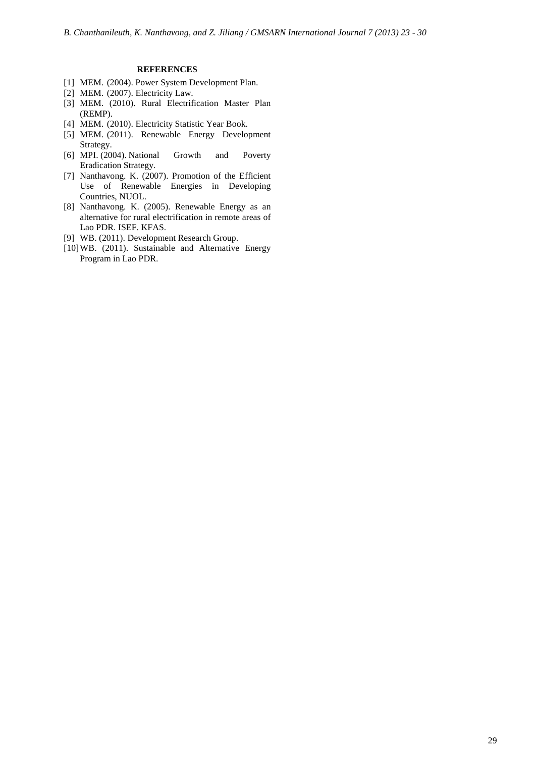## REFERENCES

[1] MEM. (2004). Power System Development Plan.

[2] MEM. (2007). Electricity Law.

[3] MEM. (2010). Rural Electrification Master Plan (REMP).

[4] MEM. (2010). Electricity Statistic Year Book.

[5] MEM. (2011). Renewable Energy Development Strategy.

[6] MPI. (2004). National Growth and Poverty Eradication Strategy.

[7] Nanthavong. K. (2007). Promotion of the Efficient Use of Renewable Energies in Developing Countries, NUOL.

[8] Nanthavong. K. (2005). Renewable Energy as an alternative for rural electrification in remote areas of Lao PDR. ISEF. KFAS.

[9] WB. (2011). Development Research Group.

[10] WB. (2011). Sustainable and Alternative Energy Program in Lao PDR.